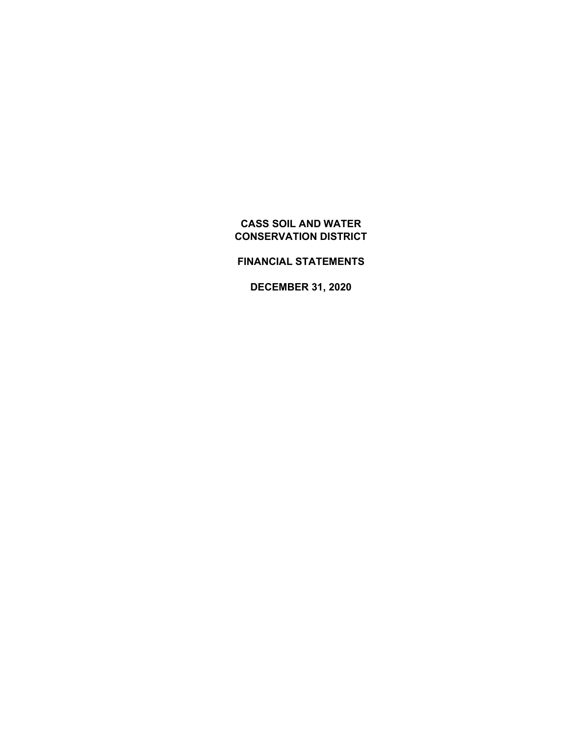# CASS SOIL AND WATER CONSERVATION DISTRICT

## FINANCIAL STATEMENTS

## DECEMBER 31, 2020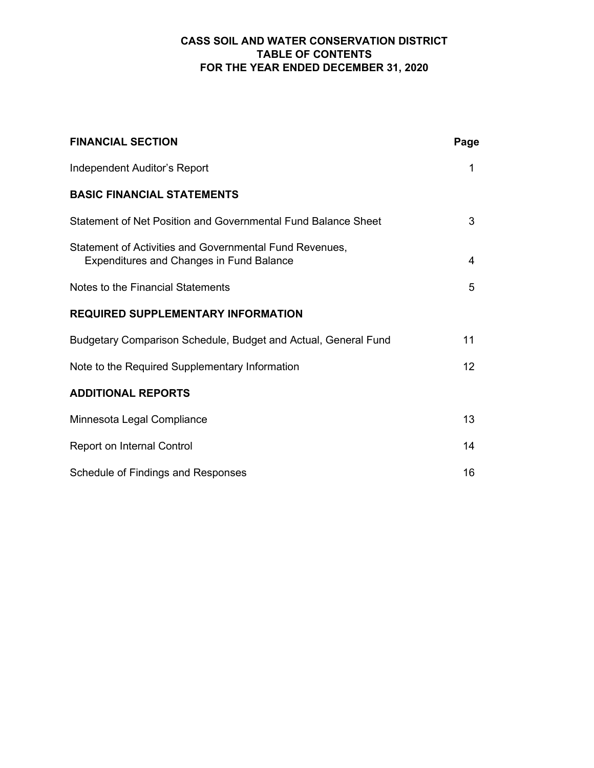# CASS SOIL AND WATER CONSERVATION DISTRICT
## TABLE OF CONTENTS
### FOR THE YEAR ENDED DECEMBER 31, 2020

| **FINANCIAL SECTION** | **Page** |
|---|---|
| Independent Auditor's Report | 1 |
| **BASIC FINANCIAL STATEMENTS** | |
| Statement of Net Position and Governmental Fund Balance Sheet | 3 |
| Statement of Activities and Governmental Fund Revenues, Expenditures and Changes in Fund Balance | 4 |
| Notes to the Financial Statements | 5 |
| **REQUIRED SUPPLEMENTARY INFORMATION** | |
| Budgetary Comparison Schedule, Budget and Actual, General Fund | 11 |
| Note to the Required Supplementary Information | 12 |
| **ADDITIONAL REPORTS** | |
| Minnesota Legal Compliance | 13 |
| Report on Internal Control | 14 |
| Schedule of Findings and Responses | 16 |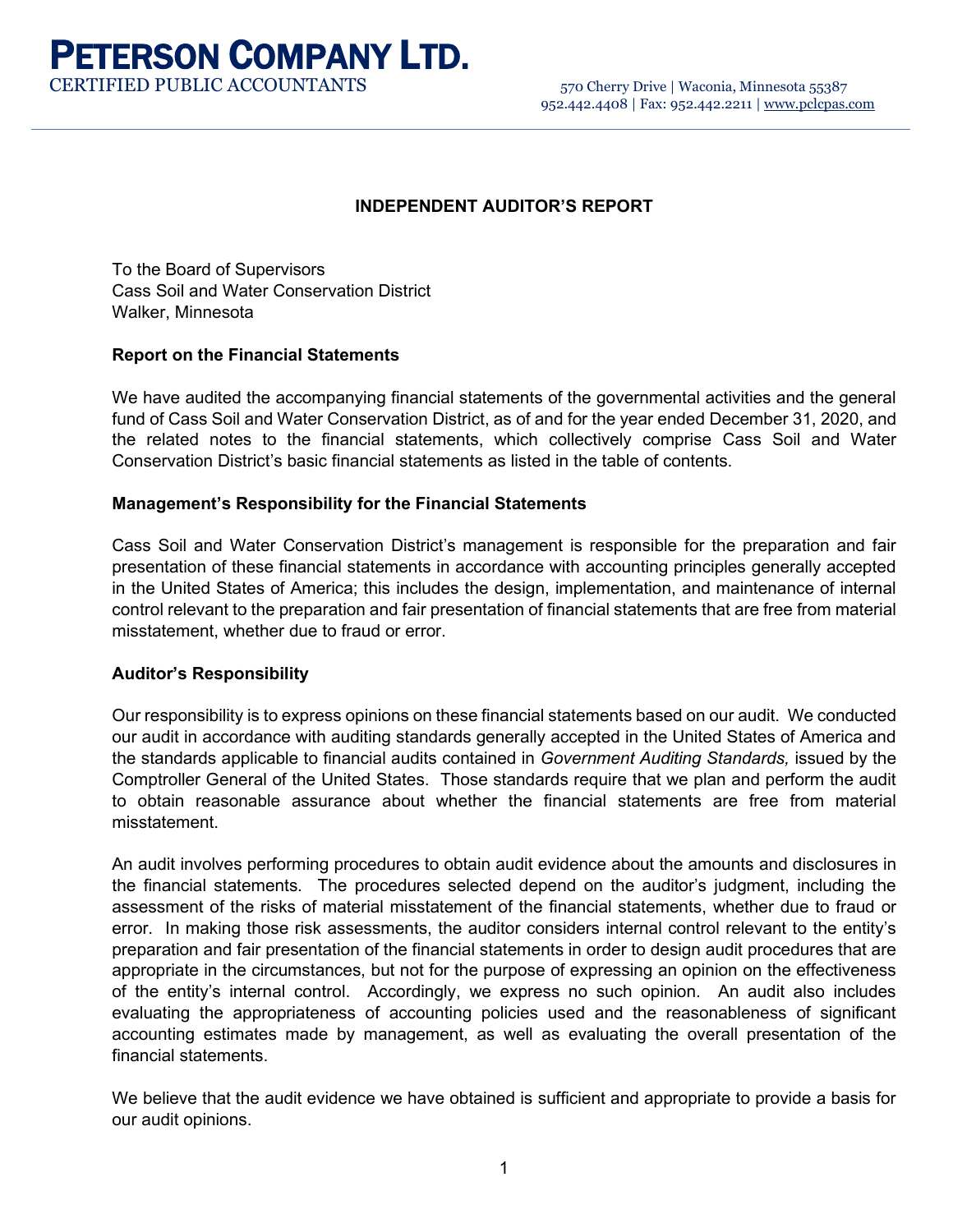# PETERSON COMPANY LTD.

CERTIFIED PUBLIC ACCOUNTANTS

570 Cherry Drive | Waconia, Minnesota 55387
952.442.4408 | Fax: 952.442.2211 | www.pclcpas.com

## INDEPENDENT AUDITOR'S REPORT

To the Board of Supervisors
Cass Soil and Water Conservation District
Walker, Minnesota

### Report on the Financial Statements

We have audited the accompanying financial statements of the governmental activities and the general fund of Cass Soil and Water Conservation District, as of and for the year ended December 31, 2020, and the related notes to the financial statements, which collectively comprise Cass Soil and Water Conservation District's basic financial statements as listed in the table of contents.

### Management's Responsibility for the Financial Statements

Cass Soil and Water Conservation District's management is responsible for the preparation and fair presentation of these financial statements in accordance with accounting principles generally accepted in the United States of America; this includes the design, implementation, and maintenance of internal control relevant to the preparation and fair presentation of financial statements that are free from material misstatement, whether due to fraud or error.

### Auditor's Responsibility

Our responsibility is to express opinions on these financial statements based on our audit. We conducted our audit in accordance with auditing standards generally accepted in the United States of America and the standards applicable to financial audits contained in *Government Auditing Standards,* issued by the Comptroller General of the United States. Those standards require that we plan and perform the audit to obtain reasonable assurance about whether the financial statements are free from material misstatement.

An audit involves performing procedures to obtain audit evidence about the amounts and disclosures in the financial statements. The procedures selected depend on the auditor's judgment, including the assessment of the risks of material misstatement of the financial statements, whether due to fraud or error. In making those risk assessments, the auditor considers internal control relevant to the entity's preparation and fair presentation of the financial statements in order to design audit procedures that are appropriate in the circumstances, but not for the purpose of expressing an opinion on the effectiveness of the entity's internal control. Accordingly, we express no such opinion. An audit also includes evaluating the appropriateness of accounting policies used and the reasonableness of significant accounting estimates made by management, as well as evaluating the overall presentation of the financial statements.

We believe that the audit evidence we have obtained is sufficient and appropriate to provide a basis for our audit opinions.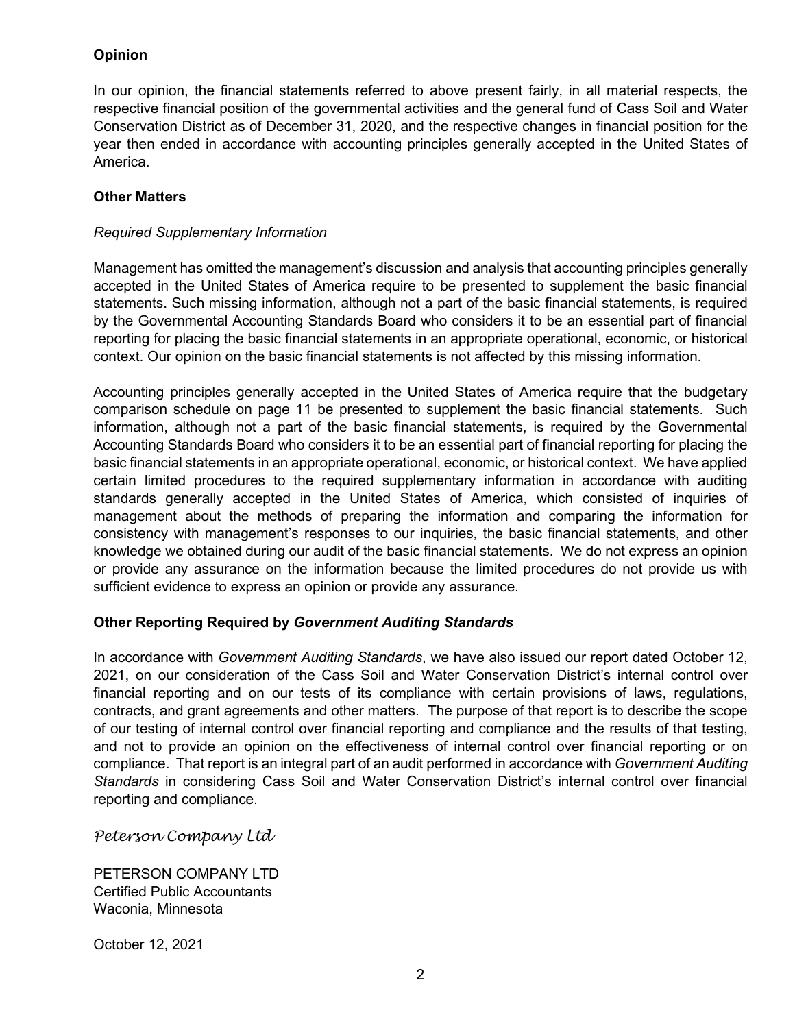## Opinion

In our opinion, the financial statements referred to above present fairly, in all material respects, the respective financial position of the governmental activities and the general fund of Cass Soil and Water Conservation District as of December 31, 2020, and the respective changes in financial position for the year then ended in accordance with accounting principles generally accepted in the United States of America.

## Other Matters

### *Required Supplementary Information*

Management has omitted the management's discussion and analysis that accounting principles generally accepted in the United States of America require to be presented to supplement the basic financial statements. Such missing information, although not a part of the basic financial statements, is required by the Governmental Accounting Standards Board who considers it to be an essential part of financial reporting for placing the basic financial statements in an appropriate operational, economic, or historical context. Our opinion on the basic financial statements is not affected by this missing information.

Accounting principles generally accepted in the United States of America require that the budgetary comparison schedule on page 11 be presented to supplement the basic financial statements. Such information, although not a part of the basic financial statements, is required by the Governmental Accounting Standards Board who considers it to be an essential part of financial reporting for placing the basic financial statements in an appropriate operational, economic, or historical context. We have applied certain limited procedures to the required supplementary information in accordance with auditing standards generally accepted in the United States of America, which consisted of inquiries of management about the methods of preparing the information and comparing the information for consistency with management's responses to our inquiries, the basic financial statements, and other knowledge we obtained during our audit of the basic financial statements. We do not express an opinion or provide any assurance on the information because the limited procedures do not provide us with sufficient evidence to express an opinion or provide any assurance.

## Other Reporting Required by *Government Auditing Standards*

In accordance with *Government Auditing Standards*, we have also issued our report dated October 12, 2021, on our consideration of the Cass Soil and Water Conservation District's internal control over financial reporting and on our tests of its compliance with certain provisions of laws, regulations, contracts, and grant agreements and other matters. The purpose of that report is to describe the scope of our testing of internal control over financial reporting and compliance and the results of that testing, and not to provide an opinion on the effectiveness of internal control over financial reporting or on compliance. That report is an integral part of an audit performed in accordance with *Government Auditing Standards* in considering Cass Soil and Water Conservation District's internal control over financial reporting and compliance.

*Peterson Company Ltd*

PETERSON COMPANY LTD
Certified Public Accountants
Waconia, Minnesota

October 12, 2021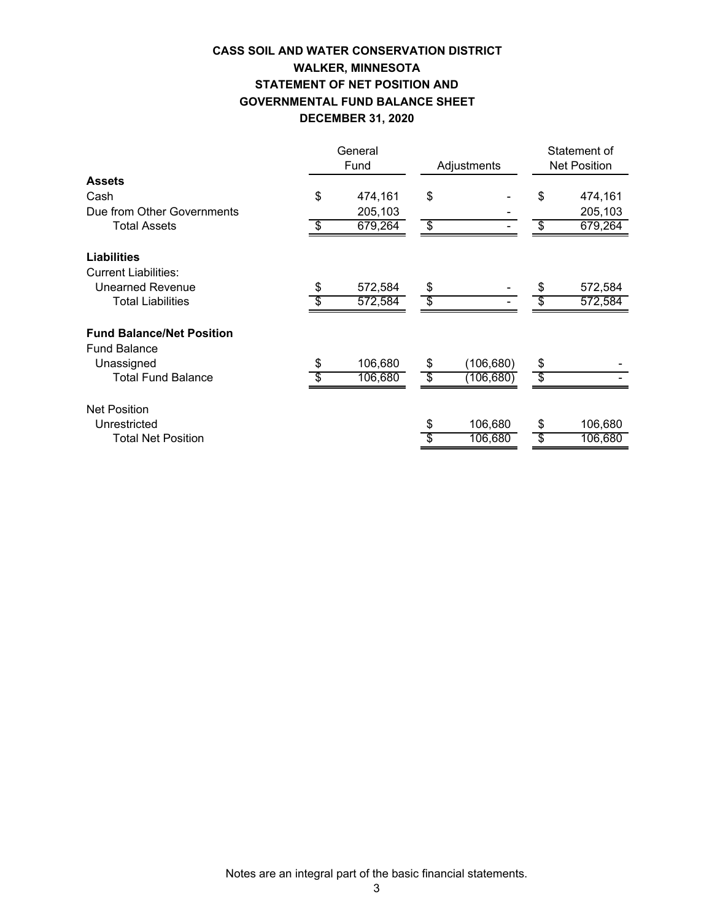**CASS SOIL AND WATER CONSERVATION DISTRICT**
**WALKER, MINNESOTA**
**STATEMENT OF NET POSITION AND**
**GOVERNMENTAL FUND BALANCE SHEET**
**DECEMBER 31, 2020**

| | General Fund | Adjustments | Statement of Net Position |
|---|---|---|---|
| **Assets** | | | |
| Cash | $ 474,161 | $ - | $ 474,161 |
| Due from Other Governments | 205,103 | - | 205,103 |
| Total Assets | $ 679,264 | $ - | $ 679,264 |
| | | | |
| **Liabilities** | | | |
| Current Liabilities: | | | |
| Unearned Revenue | $ 572,584 | $ - | $ 572,584 |
| Total Liabilities | $ 572,584 | $ - | $ 572,584 |
| | | | |
| **Fund Balance/Net Position** | | | |
| Fund Balance | | | |
| Unassigned | $ 106,680 | $ (106,680) | $ - |
| Total Fund Balance | $ 106,680 | $ (106,680) | $ - |
| | | | |
| Net Position | | | |
| Unrestricted | | $ 106,680 | $ 106,680 |
| Total Net Position | | $ 106,680 | $ 106,680 |

Notes are an integral part of the basic financial statements.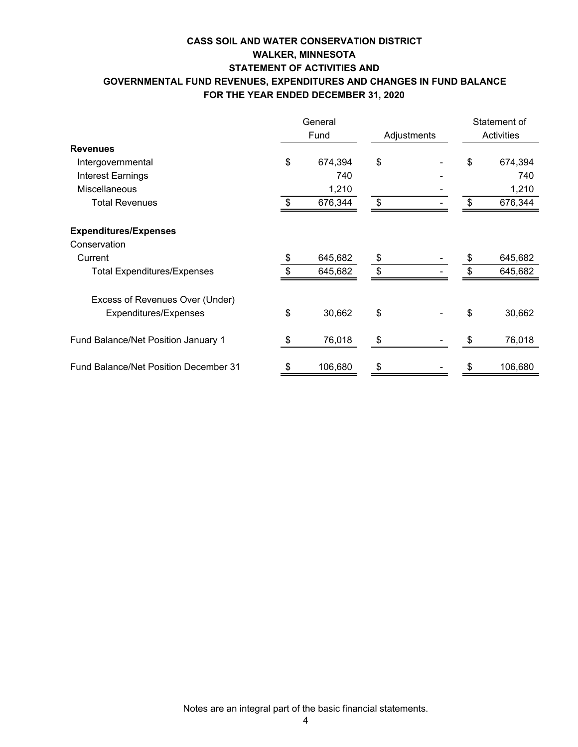# CASS SOIL AND WATER CONSERVATION DISTRICT
## WALKER, MINNESOTA
## STATEMENT OF ACTIVITIES AND
## GOVERNMENTAL FUND REVENUES, EXPENDITURES AND CHANGES IN FUND BALANCE
## FOR THE YEAR ENDED DECEMBER 31, 2020

| | General Fund | Adjustments | Statement of Activities |
|---|---|---|---|
| **Revenues** | | | |
| Intergovernmental | $ 674,394 | $ - | $ 674,394 |
| Interest Earnings | 740 | - | 740 |
| Miscellaneous | 1,210 | - | 1,210 |
| Total Revenues | $ 676,344 | $ - | $ 676,344 |
| **Expenditures/Expenses** | | | |
| Conservation | | | |
| Current | $ 645,682 | $ - | $ 645,682 |
| Total Expenditures/Expenses | $ 645,682 | $ - | $ 645,682 |
| Excess of Revenues Over (Under) Expenditures/Expenses | $ 30,662 | $ - | $ 30,662 |
| Fund Balance/Net Position January 1 | $ 76,018 | $ - | $ 76,018 |
| Fund Balance/Net Position December 31 | $ 106,680 | $ - | $ 106,680 |

Notes are an integral part of the basic financial statements.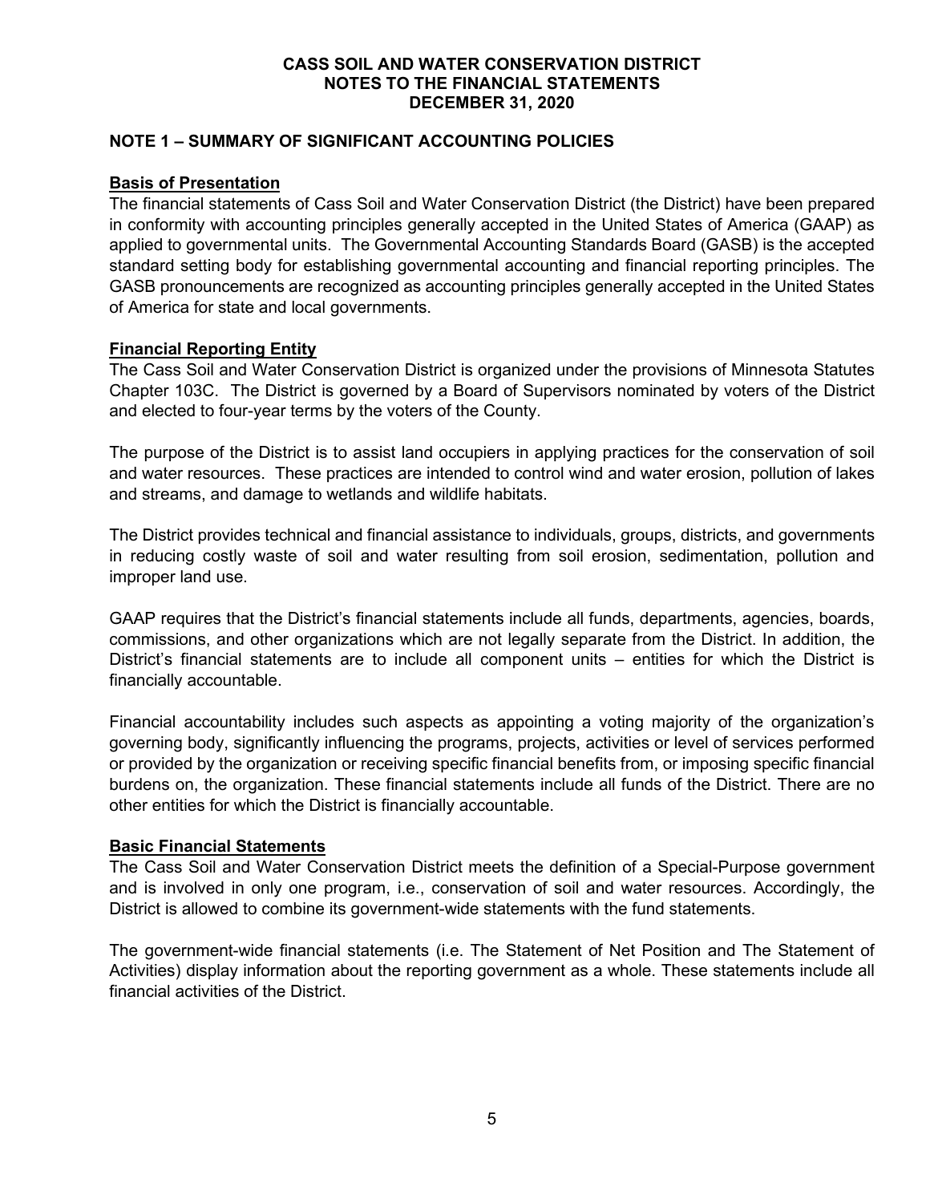# CASS SOIL AND WATER CONSERVATION DISTRICT
## NOTES TO THE FINANCIAL STATEMENTS
## DECEMBER 31, 2020

### NOTE 1 – SUMMARY OF SIGNIFICANT ACCOUNTING POLICIES

**Basis of Presentation**

The financial statements of Cass Soil and Water Conservation District (the District) have been prepared in conformity with accounting principles generally accepted in the United States of America (GAAP) as applied to governmental units. The Governmental Accounting Standards Board (GASB) is the accepted standard setting body for establishing governmental accounting and financial reporting principles. The GASB pronouncements are recognized as accounting principles generally accepted in the United States of America for state and local governments.

**Financial Reporting Entity**

The Cass Soil and Water Conservation District is organized under the provisions of Minnesota Statutes Chapter 103C. The District is governed by a Board of Supervisors nominated by voters of the District and elected to four-year terms by the voters of the County.

The purpose of the District is to assist land occupiers in applying practices for the conservation of soil and water resources. These practices are intended to control wind and water erosion, pollution of lakes and streams, and damage to wetlands and wildlife habitats.

The District provides technical and financial assistance to individuals, groups, districts, and governments in reducing costly waste of soil and water resulting from soil erosion, sedimentation, pollution and improper land use.

GAAP requires that the District's financial statements include all funds, departments, agencies, boards, commissions, and other organizations which are not legally separate from the District. In addition, the District's financial statements are to include all component units – entities for which the District is financially accountable.

Financial accountability includes such aspects as appointing a voting majority of the organization's governing body, significantly influencing the programs, projects, activities or level of services performed or provided by the organization or receiving specific financial benefits from, or imposing specific financial burdens on, the organization. These financial statements include all funds of the District. There are no other entities for which the District is financially accountable.

**Basic Financial Statements**

The Cass Soil and Water Conservation District meets the definition of a Special-Purpose government and is involved in only one program, i.e., conservation of soil and water resources. Accordingly, the District is allowed to combine its government-wide statements with the fund statements.

The government-wide financial statements (i.e. The Statement of Net Position and The Statement of Activities) display information about the reporting government as a whole. These statements include all financial activities of the District.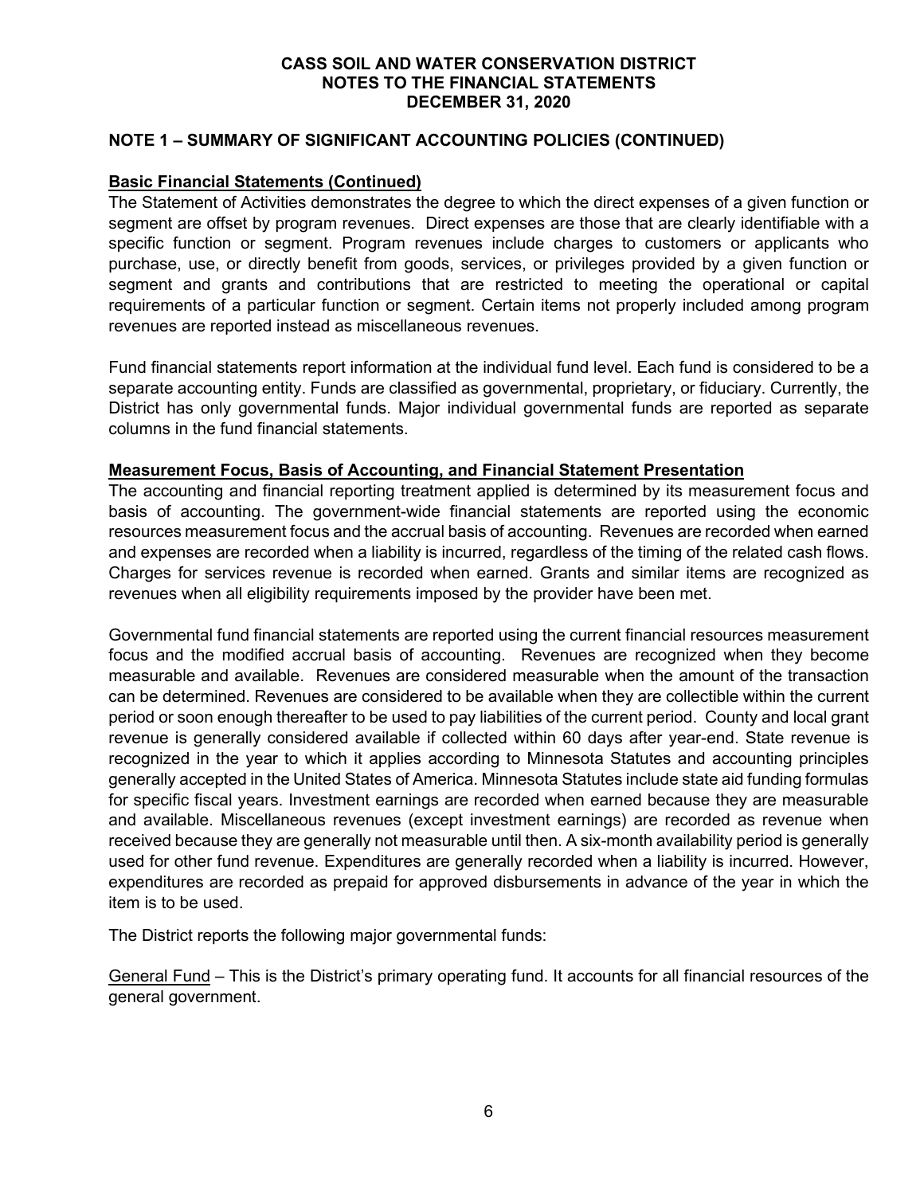**CASS SOIL AND WATER CONSERVATION DISTRICT**
**NOTES TO THE FINANCIAL STATEMENTS**
**DECEMBER 31, 2020**

## NOTE 1 – SUMMARY OF SIGNIFICANT ACCOUNTING POLICIES (CONTINUED)

### Basic Financial Statements (Continued)

The Statement of Activities demonstrates the degree to which the direct expenses of a given function or segment are offset by program revenues. Direct expenses are those that are clearly identifiable with a specific function or segment. Program revenues include charges to customers or applicants who purchase, use, or directly benefit from goods, services, or privileges provided by a given function or segment and grants and contributions that are restricted to meeting the operational or capital requirements of a particular function or segment. Certain items not properly included among program revenues are reported instead as miscellaneous revenues.

Fund financial statements report information at the individual fund level. Each fund is considered to be a separate accounting entity. Funds are classified as governmental, proprietary, or fiduciary. Currently, the District has only governmental funds. Major individual governmental funds are reported as separate columns in the fund financial statements.

### Measurement Focus, Basis of Accounting, and Financial Statement Presentation

The accounting and financial reporting treatment applied is determined by its measurement focus and basis of accounting. The government-wide financial statements are reported using the economic resources measurement focus and the accrual basis of accounting. Revenues are recorded when earned and expenses are recorded when a liability is incurred, regardless of the timing of the related cash flows. Charges for services revenue is recorded when earned. Grants and similar items are recognized as revenues when all eligibility requirements imposed by the provider have been met.

Governmental fund financial statements are reported using the current financial resources measurement focus and the modified accrual basis of accounting. Revenues are recognized when they become measurable and available. Revenues are considered measurable when the amount of the transaction can be determined. Revenues are considered to be available when they are collectible within the current period or soon enough thereafter to be used to pay liabilities of the current period. County and local grant revenue is generally considered available if collected within 60 days after year-end. State revenue is recognized in the year to which it applies according to Minnesota Statutes and accounting principles generally accepted in the United States of America. Minnesota Statutes include state aid funding formulas for specific fiscal years. Investment earnings are recorded when earned because they are measurable and available. Miscellaneous revenues (except investment earnings) are recorded as revenue when received because they are generally not measurable until then. A six-month availability period is generally used for other fund revenue. Expenditures are generally recorded when a liability is incurred. However, expenditures are recorded as prepaid for approved disbursements in advance of the year in which the item is to be used.

The District reports the following major governmental funds:

General Fund – This is the District's primary operating fund. It accounts for all financial resources of the general government.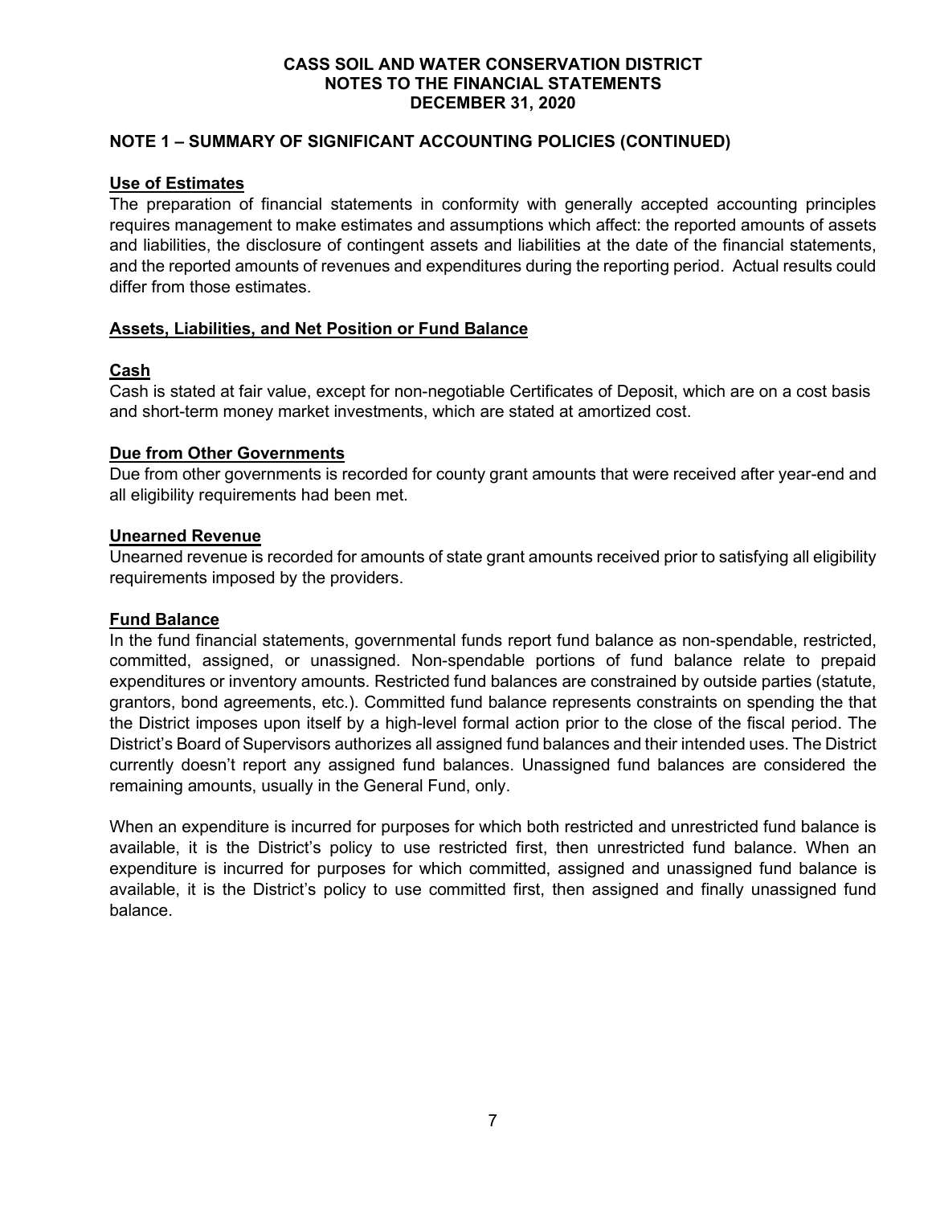# CASS SOIL AND WATER CONSERVATION DISTRICT
## NOTES TO THE FINANCIAL STATEMENTS
## DECEMBER 31, 2020

### NOTE 1 – SUMMARY OF SIGNIFICANT ACCOUNTING POLICIES (CONTINUED)

**Use of Estimates**

The preparation of financial statements in conformity with generally accepted accounting principles requires management to make estimates and assumptions which affect: the reported amounts of assets and liabilities, the disclosure of contingent assets and liabilities at the date of the financial statements, and the reported amounts of revenues and expenditures during the reporting period. Actual results could differ from those estimates.

**Assets, Liabilities, and Net Position or Fund Balance**

**Cash**

Cash is stated at fair value, except for non-negotiable Certificates of Deposit, which are on a cost basis and short-term money market investments, which are stated at amortized cost.

**Due from Other Governments**

Due from other governments is recorded for county grant amounts that were received after year-end and all eligibility requirements had been met.

**Unearned Revenue**

Unearned revenue is recorded for amounts of state grant amounts received prior to satisfying all eligibility requirements imposed by the providers.

**Fund Balance**

In the fund financial statements, governmental funds report fund balance as non-spendable, restricted, committed, assigned, or unassigned. Non-spendable portions of fund balance relate to prepaid expenditures or inventory amounts. Restricted fund balances are constrained by outside parties (statute, grantors, bond agreements, etc.). Committed fund balance represents constraints on spending the that the District imposes upon itself by a high-level formal action prior to the close of the fiscal period. The District's Board of Supervisors authorizes all assigned fund balances and their intended uses. The District currently doesn't report any assigned fund balances. Unassigned fund balances are considered the remaining amounts, usually in the General Fund, only.

When an expenditure is incurred for purposes for which both restricted and unrestricted fund balance is available, it is the District's policy to use restricted first, then unrestricted fund balance. When an expenditure is incurred for purposes for which committed, assigned and unassigned fund balance is available, it is the District's policy to use committed first, then assigned and finally unassigned fund balance.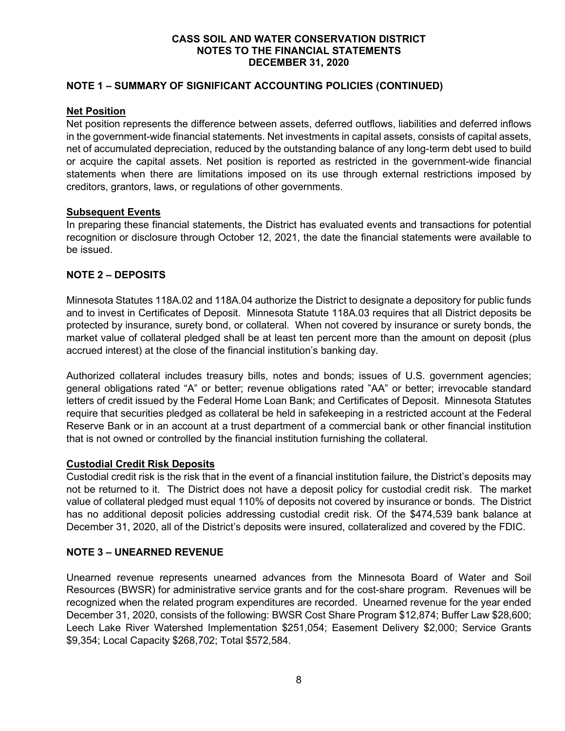# CASS SOIL AND WATER CONSERVATION DISTRICT
## NOTES TO THE FINANCIAL STATEMENTS
## DECEMBER 31, 2020

## NOTE 1 – SUMMARY OF SIGNIFICANT ACCOUNTING POLICIES (CONTINUED)

### Net Position

Net position represents the difference between assets, deferred outflows, liabilities and deferred inflows in the government-wide financial statements. Net investments in capital assets, consists of capital assets, net of accumulated depreciation, reduced by the outstanding balance of any long-term debt used to build or acquire the capital assets. Net position is reported as restricted in the government-wide financial statements when there are limitations imposed on its use through external restrictions imposed by creditors, grantors, laws, or regulations of other governments.

### Subsequent Events

In preparing these financial statements, the District has evaluated events and transactions for potential recognition or disclosure through October 12, 2021, the date the financial statements were available to be issued.

## NOTE 2 – DEPOSITS

Minnesota Statutes 118A.02 and 118A.04 authorize the District to designate a depository for public funds and to invest in Certificates of Deposit. Minnesota Statute 118A.03 requires that all District deposits be protected by insurance, surety bond, or collateral. When not covered by insurance or surety bonds, the market value of collateral pledged shall be at least ten percent more than the amount on deposit (plus accrued interest) at the close of the financial institution's banking day.

Authorized collateral includes treasury bills, notes and bonds; issues of U.S. government agencies; general obligations rated "A" or better; revenue obligations rated "AA" or better; irrevocable standard letters of credit issued by the Federal Home Loan Bank; and Certificates of Deposit. Minnesota Statutes require that securities pledged as collateral be held in safekeeping in a restricted account at the Federal Reserve Bank or in an account at a trust department of a commercial bank or other financial institution that is not owned or controlled by the financial institution furnishing the collateral.

### Custodial Credit Risk Deposits

Custodial credit risk is the risk that in the event of a financial institution failure, the District's deposits may not be returned to it. The District does not have a deposit policy for custodial credit risk. The market value of collateral pledged must equal 110% of deposits not covered by insurance or bonds. The District has no additional deposit policies addressing custodial credit risk. Of the $474,539 bank balance at December 31, 2020, all of the District's deposits were insured, collateralized and covered by the FDIC.

## NOTE 3 – UNEARNED REVENUE

Unearned revenue represents unearned advances from the Minnesota Board of Water and Soil Resources (BWSR) for administrative service grants and for the cost-share program. Revenues will be recognized when the related program expenditures are recorded. Unearned revenue for the year ended December 31, 2020, consists of the following: BWSR Cost Share Program $12,874; Buffer Law $28,600; Leech Lake River Watershed Implementation $251,054; Easement Delivery $2,000; Service Grants $9,354; Local Capacity $268,702; Total $572,584.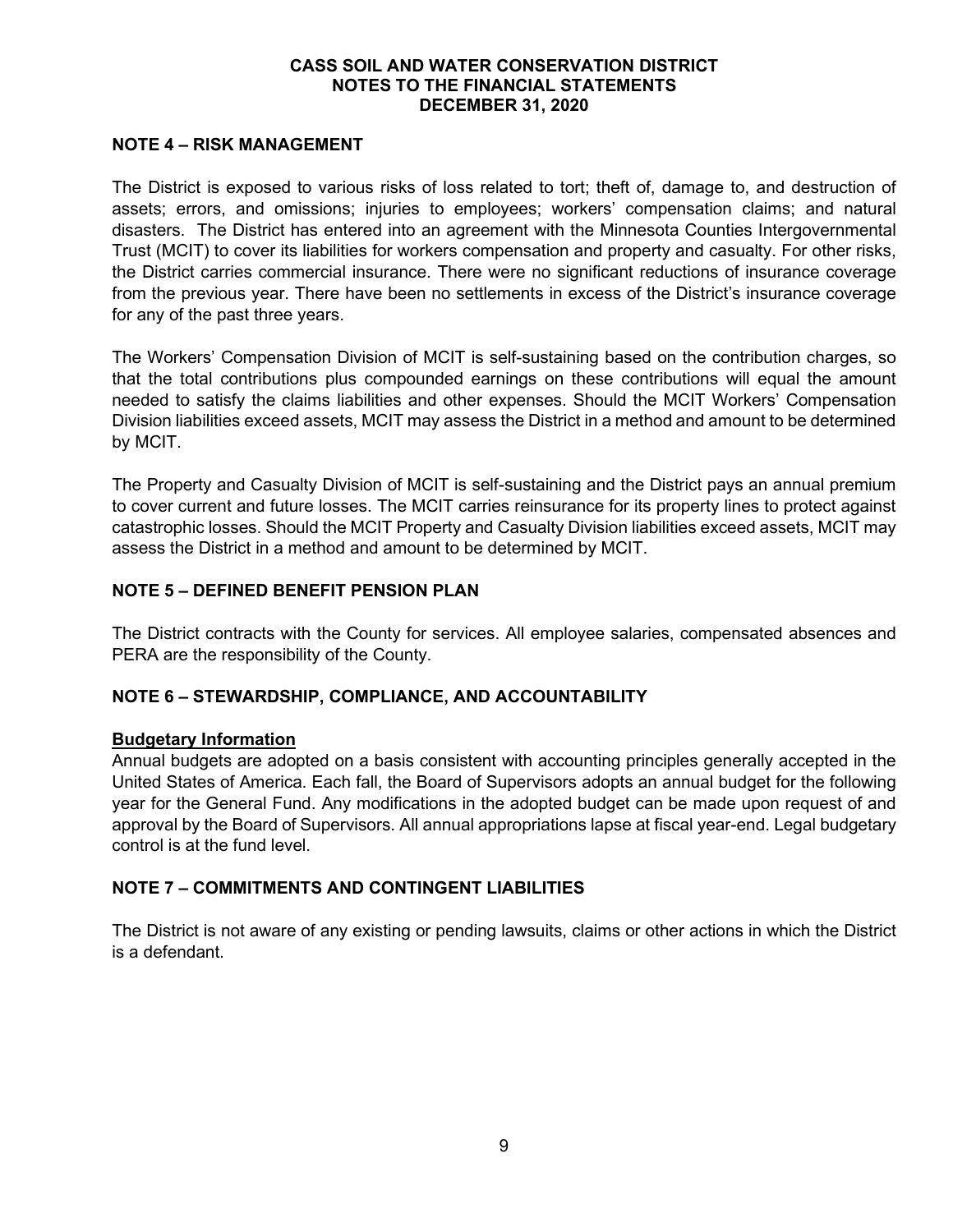## NOTE 4 – RISK MANAGEMENT

The District is exposed to various risks of loss related to tort; theft of, damage to, and destruction of assets; errors, and omissions; injuries to employees; workers' compensation claims; and natural disasters. The District has entered into an agreement with the Minnesota Counties Intergovernmental Trust (MCIT) to cover its liabilities for workers compensation and property and casualty. For other risks, the District carries commercial insurance. There were no significant reductions of insurance coverage from the previous year. There have been no settlements in excess of the District's insurance coverage for any of the past three years.

The Workers' Compensation Division of MCIT is self-sustaining based on the contribution charges, so that the total contributions plus compounded earnings on these contributions will equal the amount needed to satisfy the claims liabilities and other expenses. Should the MCIT Workers' Compensation Division liabilities exceed assets, MCIT may assess the District in a method and amount to be determined by MCIT.

The Property and Casualty Division of MCIT is self-sustaining and the District pays an annual premium to cover current and future losses. The MCIT carries reinsurance for its property lines to protect against catastrophic losses. Should the MCIT Property and Casualty Division liabilities exceed assets, MCIT may assess the District in a method and amount to be determined by MCIT.

## NOTE 5 – DEFINED BENEFIT PENSION PLAN

The District contracts with the County for services. All employee salaries, compensated absences and PERA are the responsibility of the County.

## NOTE 6 – STEWARDSHIP, COMPLIANCE, AND ACCOUNTABILITY

### Budgetary Information

Annual budgets are adopted on a basis consistent with accounting principles generally accepted in the United States of America. Each fall, the Board of Supervisors adopts an annual budget for the following year for the General Fund. Any modifications in the adopted budget can be made upon request of and approval by the Board of Supervisors. All annual appropriations lapse at fiscal year-end. Legal budgetary control is at the fund level.

## NOTE 7 – COMMITMENTS AND CONTINGENT LIABILITIES

The District is not aware of any existing or pending lawsuits, claims or other actions in which the District is a defendant.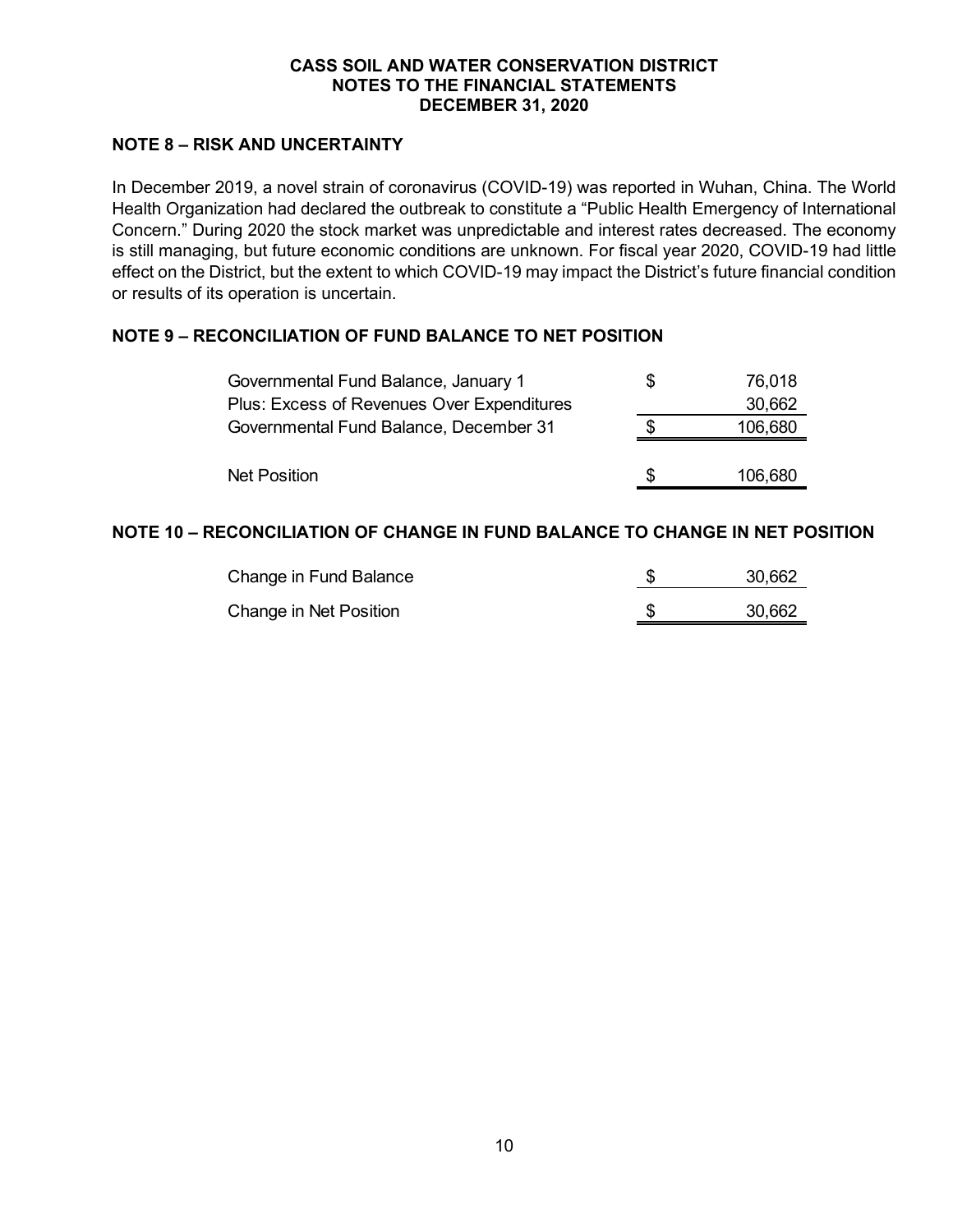**CASS SOIL AND WATER CONSERVATION DISTRICT**
**NOTES TO THE FINANCIAL STATEMENTS**
**DECEMBER 31, 2020**

## NOTE 8 – RISK AND UNCERTAINTY

In December 2019, a novel strain of coronavirus (COVID-19) was reported in Wuhan, China. The World Health Organization had declared the outbreak to constitute a "Public Health Emergency of International Concern." During 2020 the stock market was unpredictable and interest rates decreased. The economy is still managing, but future economic conditions are unknown. For fiscal year 2020, COVID-19 had little effect on the District, but the extent to which COVID-19 may impact the District's future financial condition or results of its operation is uncertain.

## NOTE 9 – RECONCILIATION OF FUND BALANCE TO NET POSITION

| | | |
|---|---|---|
| Governmental Fund Balance, January 1 | $ | 76,018 |
| Plus: Excess of Revenues Over Expenditures | | 30,662 |
| Governmental Fund Balance, December 31 | $ | 106,680 |
| | | |
| Net Position | $ | 106,680 |

## NOTE 10 – RECONCILIATION OF CHANGE IN FUND BALANCE TO CHANGE IN NET POSITION

| | | |
|---|---|---|
| Change in Fund Balance | $ | 30,662 |
| Change in Net Position | $ | 30,662 |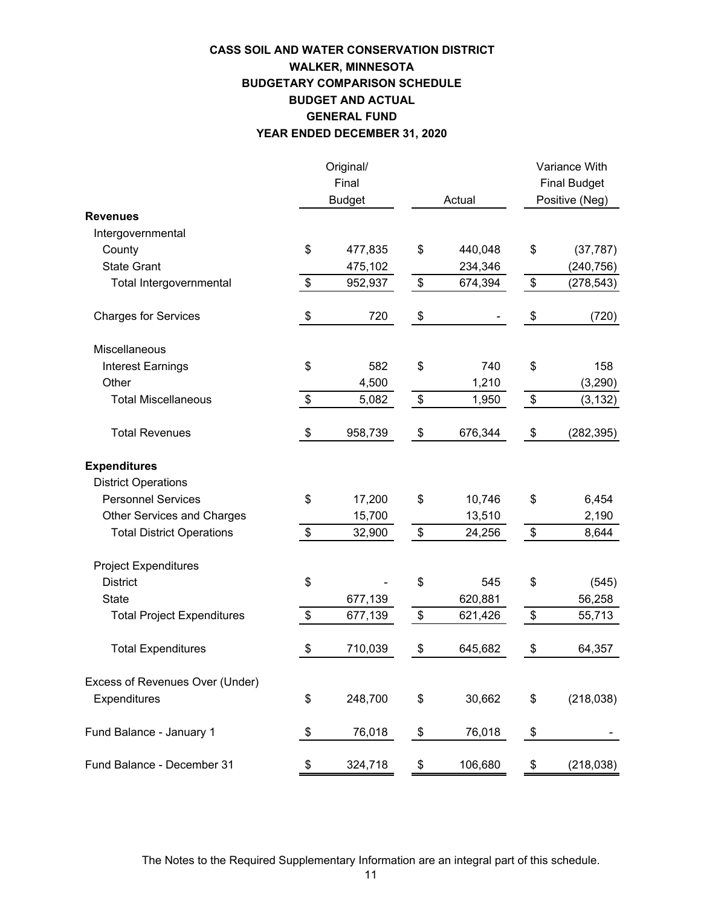# CASS SOIL AND WATER CONSERVATION DISTRICT
## WALKER, MINNESOTA
## BUDGETARY COMPARISON SCHEDULE
## BUDGET AND ACTUAL
## GENERAL FUND
## YEAR ENDED DECEMBER 31, 2020

| | Original/ Final Budget | Actual | Variance With Final Budget Positive (Neg) |
|---|---|---|---|
| **Revenues** | | | |
| Intergovernmental | | | |
| County | $ 477,835 | $ 440,048 | $ (37,787) |
| State Grant | 475,102 | 234,346 | (240,756) |
| Total Intergovernmental | $ 952,937 | $ 674,394 | $ (278,543) |
| Charges for Services | $ 720 | $ - | $ (720) |
| Miscellaneous | | | |
| Interest Earnings | $ 582 | $ 740 | $ 158 |
| Other | 4,500 | 1,210 | (3,290) |
| Total Miscellaneous | $ 5,082 | $ 1,950 | $ (3,132) |
| Total Revenues | $ 958,739 | $ 676,344 | $ (282,395) |
| **Expenditures** | | | |
| District Operations | | | |
| Personnel Services | $ 17,200 | $ 10,746 | $ 6,454 |
| Other Services and Charges | 15,700 | 13,510 | 2,190 |
| Total District Operations | $ 32,900 | $ 24,256 | $ 8,644 |
| Project Expenditures | | | |
| District | $ - | $ 545 | $ (545) |
| State | 677,139 | 620,881 | 56,258 |
| Total Project Expenditures | $ 677,139 | $ 621,426 | $ 55,713 |
| Total Expenditures | $ 710,039 | $ 645,682 | $ 64,357 |
| Excess of Revenues Over (Under) Expenditures | $ 248,700 | $ 30,662 | $ (218,038) |
| Fund Balance - January 1 | $ 76,018 | $ 76,018 | $ - |
| Fund Balance - December 31 | $ 324,718 | $ 106,680 | $ (218,038) |

The Notes to the Required Supplementary Information are an integral part of this schedule.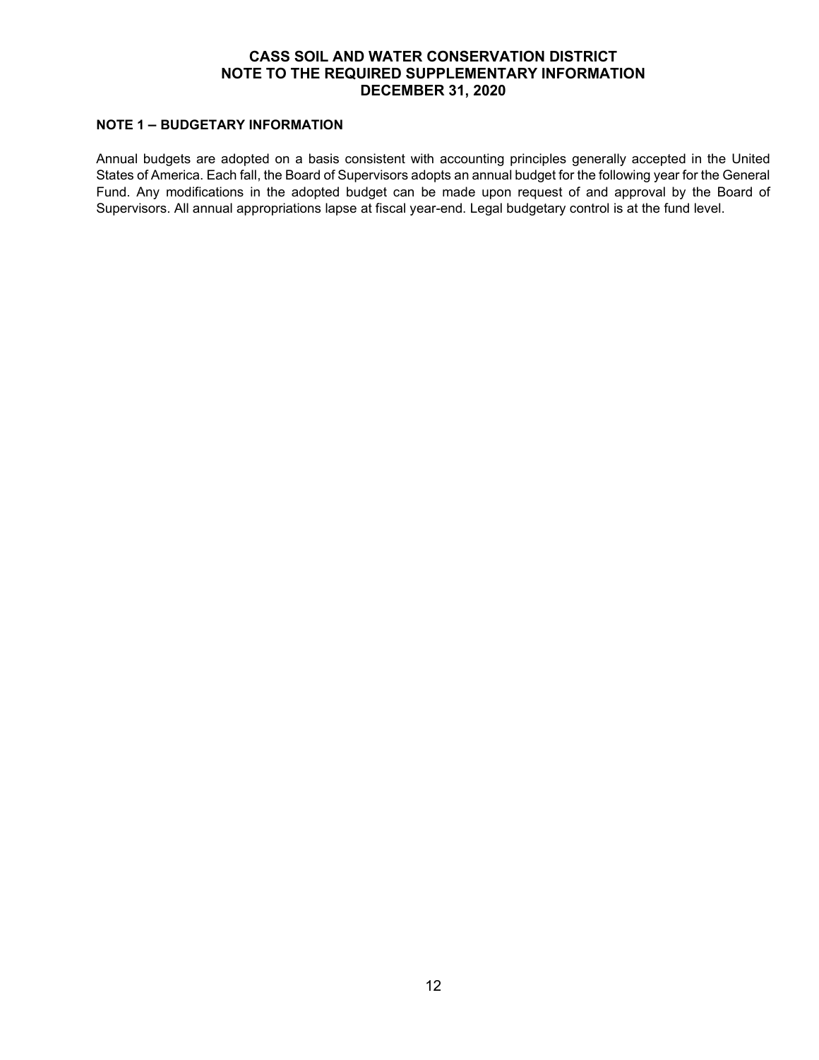# CASS SOIL AND WATER CONSERVATION DISTRICT
## NOTE TO THE REQUIRED SUPPLEMENTARY INFORMATION
## DECEMBER 31, 2020

### NOTE 1 – BUDGETARY INFORMATION

Annual budgets are adopted on a basis consistent with accounting principles generally accepted in the United States of America. Each fall, the Board of Supervisors adopts an annual budget for the following year for the General Fund. Any modifications in the adopted budget can be made upon request of and approval by the Board of Supervisors. All annual appropriations lapse at fiscal year-end. Legal budgetary control is at the fund level.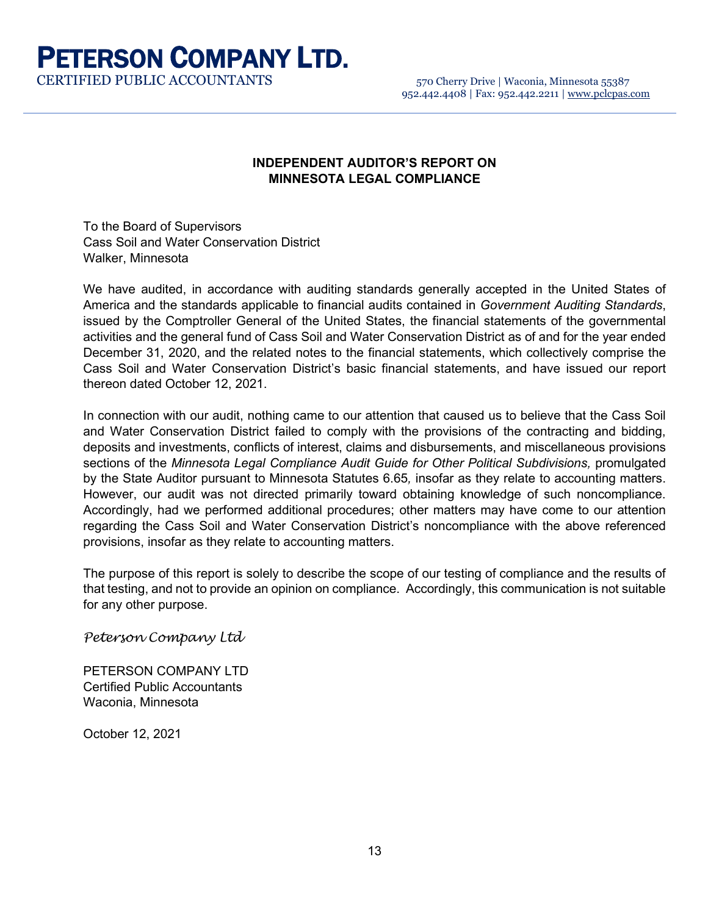**PETERSON COMPANY LTD.**
CERTIFIED PUBLIC ACCOUNTANTS

570 Cherry Drive | Waconia, Minnesota 55387
952.442.4408 | Fax: 952.442.2211 | www.pclcpas.com

## INDEPENDENT AUDITOR'S REPORT ON MINNESOTA LEGAL COMPLIANCE

To the Board of Supervisors
Cass Soil and Water Conservation District
Walker, Minnesota

We have audited, in accordance with auditing standards generally accepted in the United States of America and the standards applicable to financial audits contained in *Government Auditing Standards*, issued by the Comptroller General of the United States, the financial statements of the governmental activities and the general fund of Cass Soil and Water Conservation District as of and for the year ended December 31, 2020, and the related notes to the financial statements, which collectively comprise the Cass Soil and Water Conservation District's basic financial statements, and have issued our report thereon dated October 12, 2021.

In connection with our audit, nothing came to our attention that caused us to believe that the Cass Soil and Water Conservation District failed to comply with the provisions of the contracting and bidding, deposits and investments, conflicts of interest, claims and disbursements, and miscellaneous provisions sections of the *Minnesota Legal Compliance Audit Guide for Other Political Subdivisions,* promulgated by the State Auditor pursuant to Minnesota Statutes 6.65*,* insofar as they relate to accounting matters. However, our audit was not directed primarily toward obtaining knowledge of such noncompliance. Accordingly, had we performed additional procedures; other matters may have come to our attention regarding the Cass Soil and Water Conservation District's noncompliance with the above referenced provisions, insofar as they relate to accounting matters.

The purpose of this report is solely to describe the scope of our testing of compliance and the results of that testing, and not to provide an opinion on compliance. Accordingly, this communication is not suitable for any other purpose.

*Peterson Company Ltd*

PETERSON COMPANY LTD
Certified Public Accountants
Waconia, Minnesota

October 12, 2021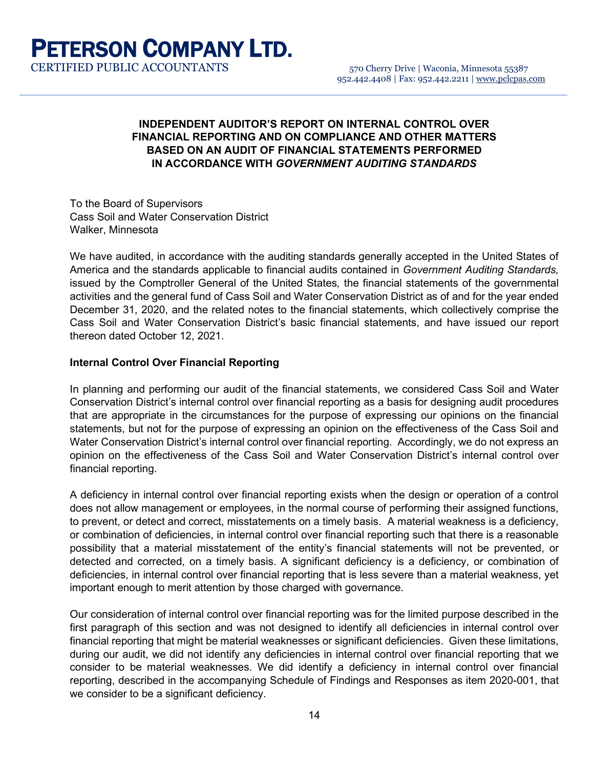# PETERSON COMPANY LTD.

CERTIFIED PUBLIC ACCOUNTANTS

570 Cherry Drive | Waconia, Minnesota 55387
952.442.4408 | Fax: 952.442.2211 | www.pclcpas.com

---

## INDEPENDENT AUDITOR'S REPORT ON INTERNAL CONTROL OVER FINANCIAL REPORTING AND ON COMPLIANCE AND OTHER MATTERS BASED ON AN AUDIT OF FINANCIAL STATEMENTS PERFORMED IN ACCORDANCE WITH *GOVERNMENT AUDITING STANDARDS*

To the Board of Supervisors
Cass Soil and Water Conservation District
Walker, Minnesota

We have audited, in accordance with the auditing standards generally accepted in the United States of America and the standards applicable to financial audits contained in *Government Auditing Standards,* issued by the Comptroller General of the United States, the financial statements of the governmental activities and the general fund of Cass Soil and Water Conservation District as of and for the year ended December 31, 2020, and the related notes to the financial statements, which collectively comprise the Cass Soil and Water Conservation District's basic financial statements, and have issued our report thereon dated October 12, 2021.

### Internal Control Over Financial Reporting

In planning and performing our audit of the financial statements, we considered Cass Soil and Water Conservation District's internal control over financial reporting as a basis for designing audit procedures that are appropriate in the circumstances for the purpose of expressing our opinions on the financial statements, but not for the purpose of expressing an opinion on the effectiveness of the Cass Soil and Water Conservation District's internal control over financial reporting. Accordingly, we do not express an opinion on the effectiveness of the Cass Soil and Water Conservation District's internal control over financial reporting.

A deficiency in internal control over financial reporting exists when the design or operation of a control does not allow management or employees, in the normal course of performing their assigned functions, to prevent, or detect and correct, misstatements on a timely basis. A material weakness is a deficiency, or combination of deficiencies, in internal control over financial reporting such that there is a reasonable possibility that a material misstatement of the entity's financial statements will not be prevented, or detected and corrected, on a timely basis. A significant deficiency is a deficiency, or combination of deficiencies, in internal control over financial reporting that is less severe than a material weakness, yet important enough to merit attention by those charged with governance.

Our consideration of internal control over financial reporting was for the limited purpose described in the first paragraph of this section and was not designed to identify all deficiencies in internal control over financial reporting that might be material weaknesses or significant deficiencies. Given these limitations, during our audit, we did not identify any deficiencies in internal control over financial reporting that we consider to be material weaknesses. We did identify a deficiency in internal control over financial reporting, described in the accompanying Schedule of Findings and Responses as item 2020-001, that we consider to be a significant deficiency.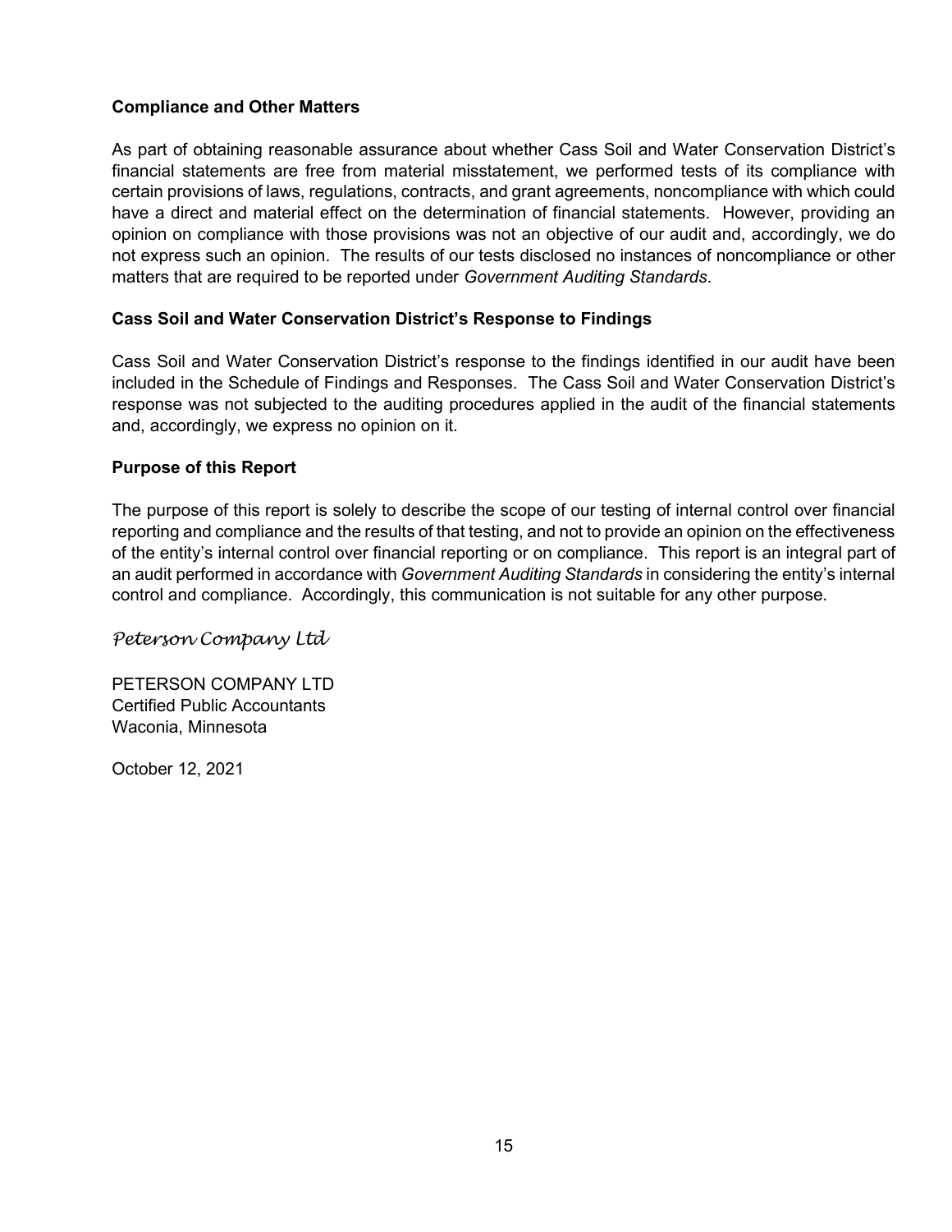### Compliance and Other Matters

As part of obtaining reasonable assurance about whether Cass Soil and Water Conservation District's financial statements are free from material misstatement, we performed tests of its compliance with certain provisions of laws, regulations, contracts, and grant agreements, noncompliance with which could have a direct and material effect on the determination of financial statements. However, providing an opinion on compliance with those provisions was not an objective of our audit and, accordingly, we do not express such an opinion. The results of our tests disclosed no instances of noncompliance or other matters that are required to be reported under *Government Auditing Standards*.

### Cass Soil and Water Conservation District's Response to Findings

Cass Soil and Water Conservation District's response to the findings identified in our audit have been included in the Schedule of Findings and Responses. The Cass Soil and Water Conservation District's response was not subjected to the auditing procedures applied in the audit of the financial statements and, accordingly, we express no opinion on it.

### Purpose of this Report

The purpose of this report is solely to describe the scope of our testing of internal control over financial reporting and compliance and the results of that testing, and not to provide an opinion on the effectiveness of the entity's internal control over financial reporting or on compliance. This report is an integral part of an audit performed in accordance with *Government Auditing Standards* in considering the entity's internal control and compliance. Accordingly, this communication is not suitable for any other purpose.

*Peterson Company Ltd*

PETERSON COMPANY LTD
Certified Public Accountants
Waconia, Minnesota

October 12, 2021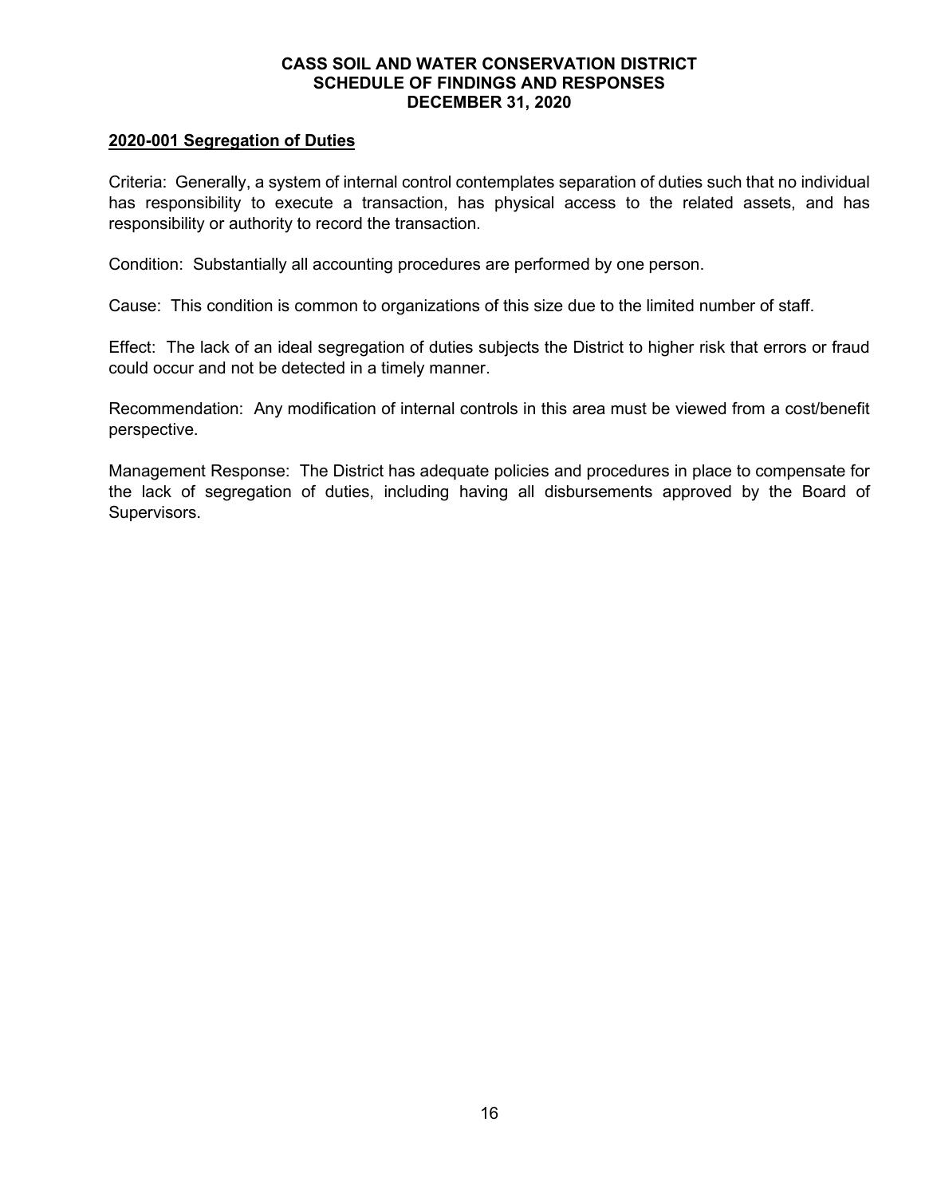**CASS SOIL AND WATER CONSERVATION DISTRICT**
**SCHEDULE OF FINDINGS AND RESPONSES**
**DECEMBER 31, 2020**

**2020-001 Segregation of Duties**

Criteria: Generally, a system of internal control contemplates separation of duties such that no individual has responsibility to execute a transaction, has physical access to the related assets, and has responsibility or authority to record the transaction.

Condition: Substantially all accounting procedures are performed by one person.

Cause: This condition is common to organizations of this size due to the limited number of staff.

Effect: The lack of an ideal segregation of duties subjects the District to higher risk that errors or fraud could occur and not be detected in a timely manner.

Recommendation: Any modification of internal controls in this area must be viewed from a cost/benefit perspective.

Management Response: The District has adequate policies and procedures in place to compensate for the lack of segregation of duties, including having all disbursements approved by the Board of Supervisors.